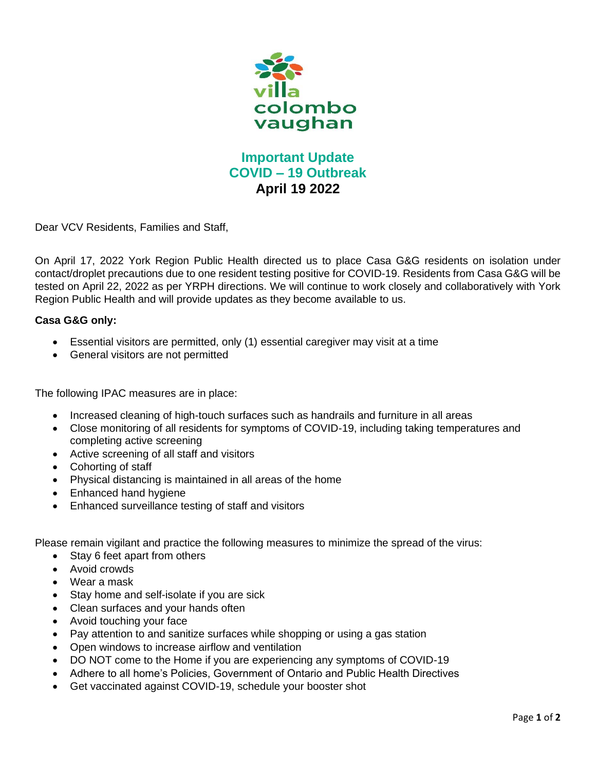villa colombo vaughan

# Important Update
# COVID – 19 Outbreak
## April 19 2022

Dear VCV Residents, Families and Staff,

On April 17, 2022 York Region Public Health directed us to place Casa G&G residents on isolation under contact/droplet precautions due to one resident testing positive for COVID-19. Residents from Casa G&G will be tested on April 22, 2022 as per YRPH directions. We will continue to work closely and collaboratively with York Region Public Health and will provide updates as they become available to us.

**Casa G&G only:**

- Essential visitors are permitted, only (1) essential caregiver may visit at a time
- General visitors are not permitted

The following IPAC measures are in place:

- Increased cleaning of high-touch surfaces such as handrails and furniture in all areas
- Close monitoring of all residents for symptoms of COVID-19, including taking temperatures and completing active screening
- Active screening of all staff and visitors
- Cohorting of staff
- Physical distancing is maintained in all areas of the home
- Enhanced hand hygiene
- Enhanced surveillance testing of staff and visitors

Please remain vigilant and practice the following measures to minimize the spread of the virus:

- Stay 6 feet apart from others
- Avoid crowds
- Wear a mask
- Stay home and self-isolate if you are sick
- Clean surfaces and your hands often
- Avoid touching your face
- Pay attention to and sanitize surfaces while shopping or using a gas station
- Open windows to increase airflow and ventilation
- DO NOT come to the Home if you are experiencing any symptoms of COVID-19
- Adhere to all home's Policies, Government of Ontario and Public Health Directives
- Get vaccinated against COVID-19, schedule your booster shot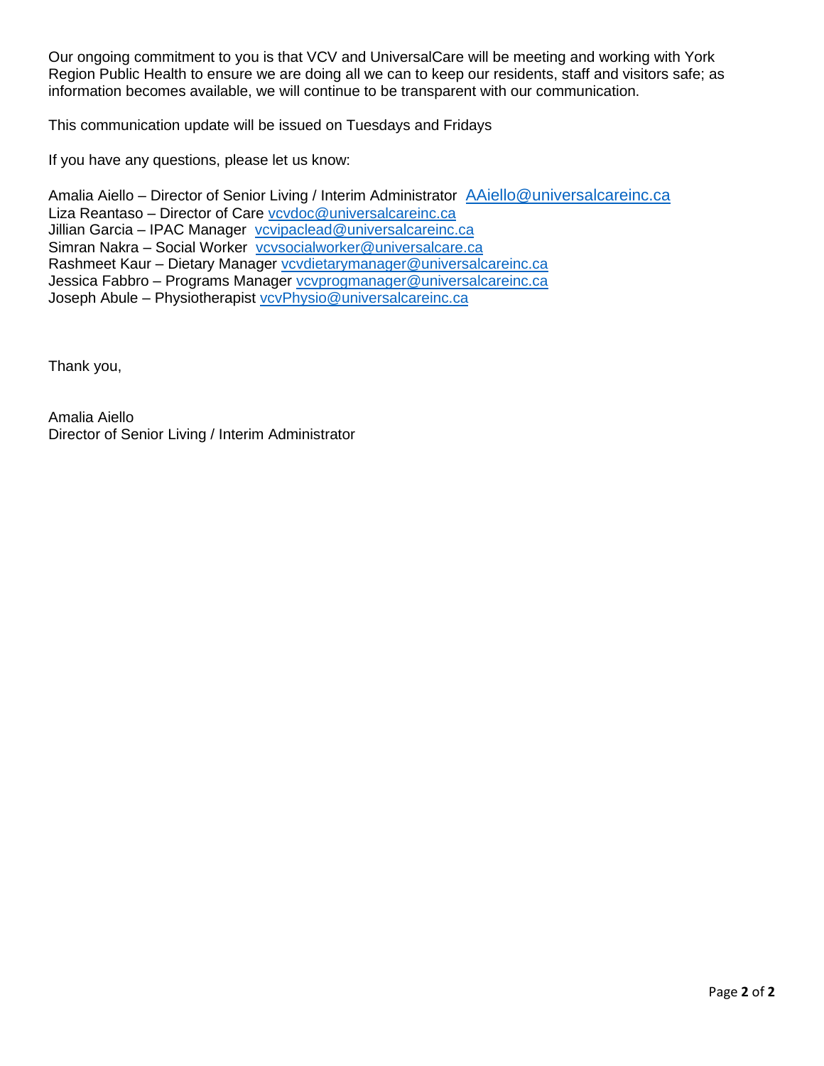Our ongoing commitment to you is that VCV and UniversalCare will be meeting and working with York Region Public Health to ensure we are doing all we can to keep our residents, staff and visitors safe; as information becomes available, we will continue to be transparent with our communication.

This communication update will be issued on Tuesdays and Fridays

If you have any questions, please let us know:

Amalia Aiello – Director of Senior Living / Interim Administrator AAiello@universalcareinc.ca
Liza Reantaso – Director of Care vcvdoc@universalcareinc.ca
Jillian Garcia – IPAC Manager vcvipaclead@universalcareinc.ca
Simran Nakra – Social Worker vcvsocialworker@universalcare.ca
Rashmeet Kaur – Dietary Manager vcvdietarymanager@universalcareinc.ca
Jessica Fabbro – Programs Manager vcvprogmanager@universalcareinc.ca
Joseph Abule – Physiotherapist vcvPhysio@universalcareinc.ca

Thank you,

Amalia Aiello
Director of Senior Living / Interim Administrator